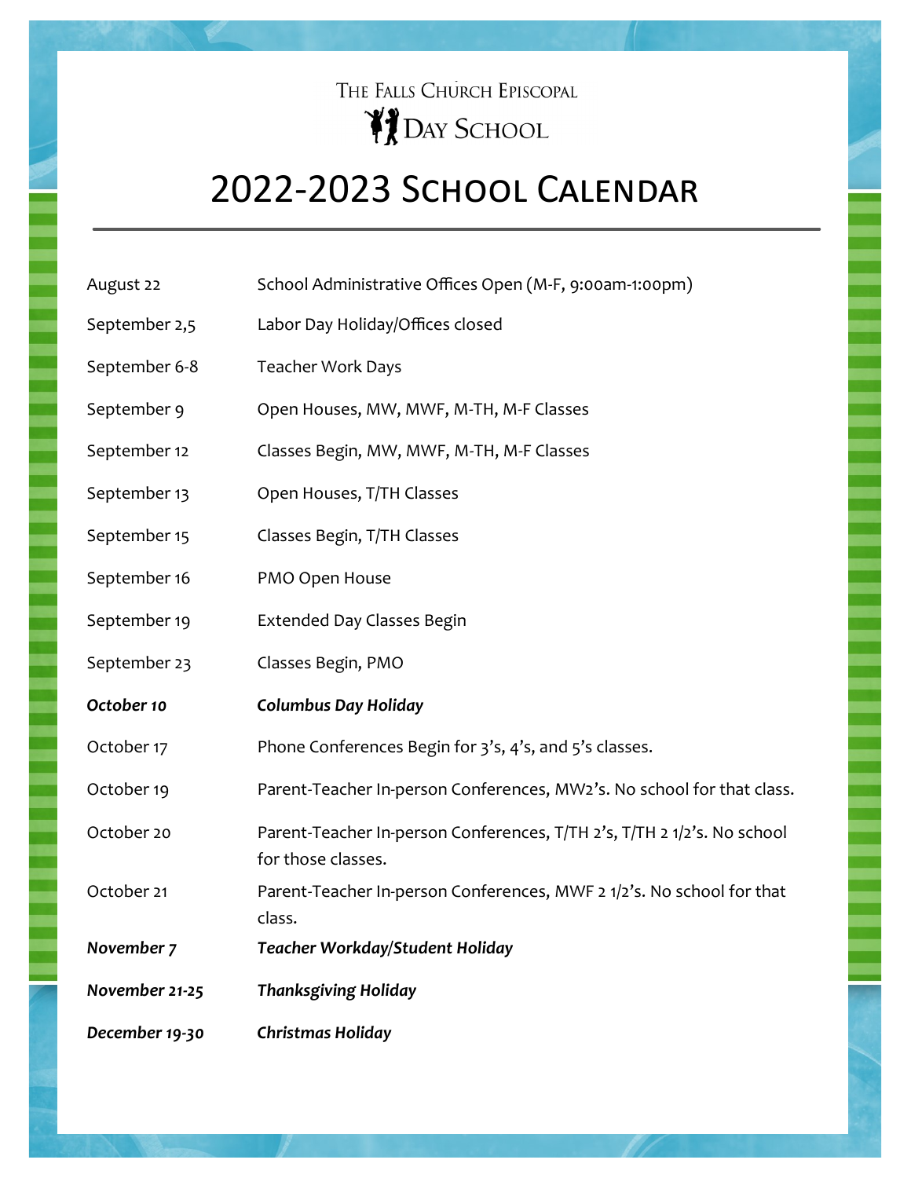The Falls Church Episcopal
Day School

# 2022-2023 School Calendar

| | |
|---|---|
| August 22 | School Administrative Offices Open (M-F, 9:00am-1:00pm) |
| September 2,5 | Labor Day Holiday/Offices closed |
| September 6-8 | Teacher Work Days |
| September 9 | Open Houses, MW, MWF, M-TH, M-F Classes |
| September 12 | Classes Begin, MW, MWF, M-TH, M-F Classes |
| September 13 | Open Houses, T/TH Classes |
| September 15 | Classes Begin, T/TH Classes |
| September 16 | PMO Open House |
| September 19 | Extended Day Classes Begin |
| September 23 | Classes Begin, PMO |
| ***October 10*** | ***Columbus Day Holiday*** |
| October 17 | Phone Conferences Begin for 3's, 4's, and 5's classes. |
| October 19 | Parent-Teacher In-person Conferences, MW2's. No school for that class. |
| October 20 | Parent-Teacher In-person Conferences, T/TH 2's, T/TH 2 1/2's. No school for those classes. |
| October 21 | Parent-Teacher In-person Conferences, MWF 2 1/2's. No school for that class. |
| ***November 7*** | ***Teacher Workday/Student Holiday*** |
| ***November 21-25*** | ***Thanksgiving Holiday*** |
| ***December 19-30*** | ***Christmas Holiday*** |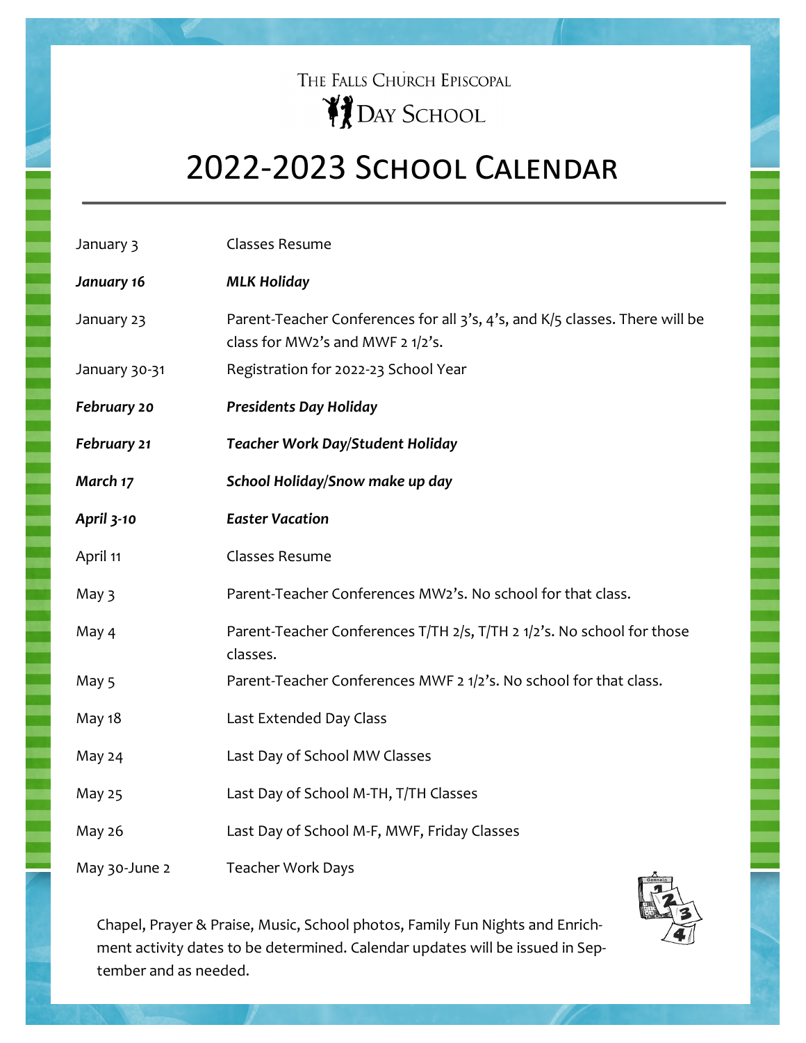The Falls Church Episcopal

Day School

# 2022-2023 School Calendar

| | |
|---|---|
| January 3 | Classes Resume |
| ***January 16*** | ***MLK Holiday*** |
| January 23 | Parent-Teacher Conferences for all 3's, 4's, and K/5 classes. There will be class for MW2's and MWF 2 1/2's. |
| January 30-31 | Registration for 2022-23 School Year |
| ***February 20*** | ***Presidents Day Holiday*** |
| ***February 21*** | ***Teacher Work Day/Student Holiday*** |
| ***March 17*** | ***School Holiday/Snow make up day*** |
| ***April 3-10*** | ***Easter Vacation*** |
| April 11 | Classes Resume |
| May 3 | Parent-Teacher Conferences MW2's. No school for that class. |
| May 4 | Parent-Teacher Conferences T/TH 2/s, T/TH 2 1/2's. No school for those classes. |
| May 5 | Parent-Teacher Conferences MWF 2 1/2's. No school for that class. |
| May 18 | Last Extended Day Class |
| May 24 | Last Day of School MW Classes |
| May 25 | Last Day of School M-TH, T/TH Classes |
| May 26 | Last Day of School M-F, MWF, Friday Classes |
| May 30-June 2 | Teacher Work Days |

Chapel, Prayer & Praise, Music, School photos, Family Fun Nights and Enrichment activity dates to be determined. Calendar updates will be issued in September and as needed.